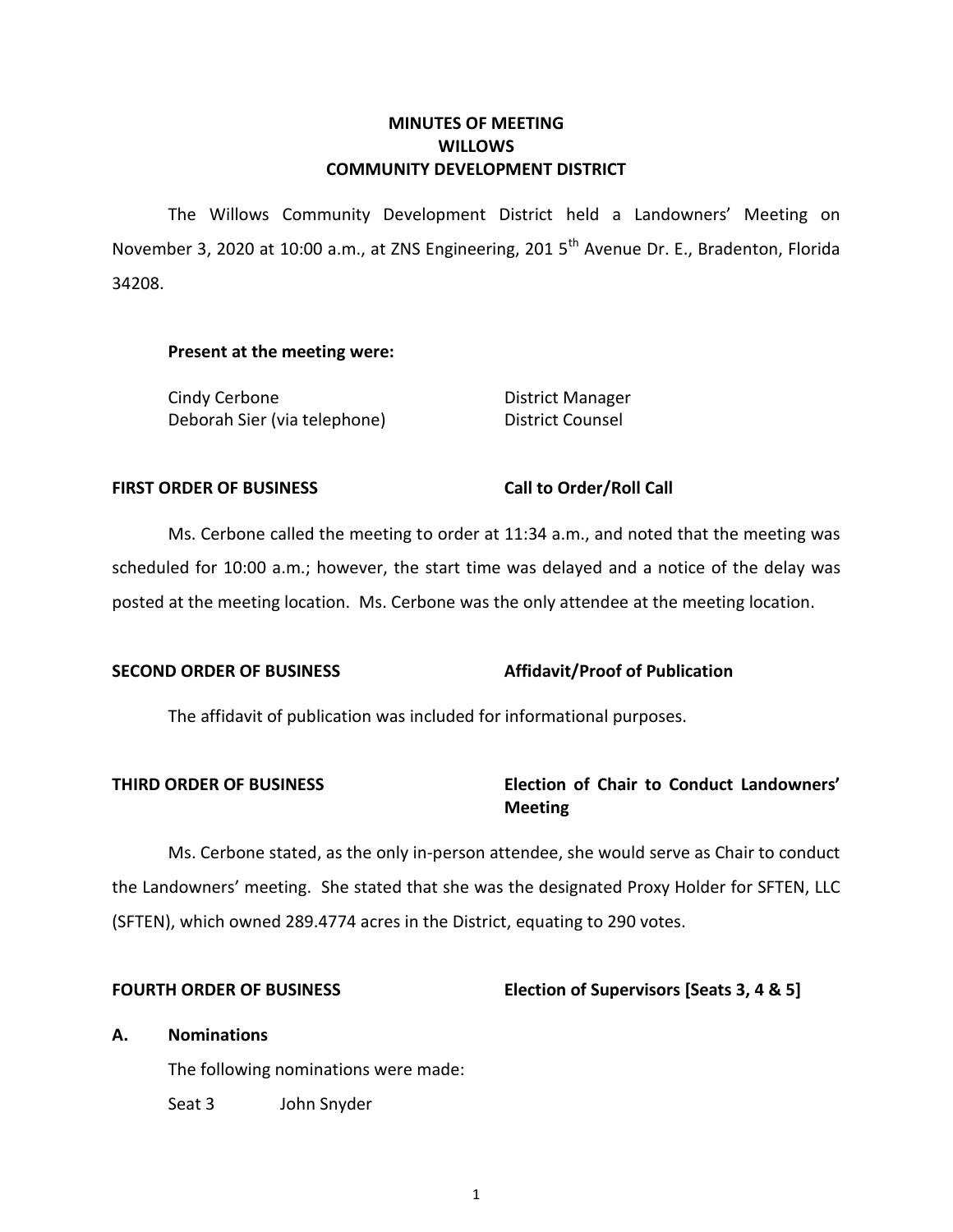# MINUTES OF MEETING
# WILLOWS
# COMMUNITY DEVELOPMENT DISTRICT

The Willows Community Development District held a Landowners' Meeting on November 3, 2020 at 10:00 a.m., at ZNS Engineering, 201 5th Avenue Dr. E., Bradenton, Florida 34208.

**Present at the meeting were:**

| | |
|---|---|
| Cindy Cerbone | District Manager |
| Deborah Sier (via telephone) | District Counsel |

**FIRST ORDER OF BUSINESS** **Call to Order/Roll Call**

Ms. Cerbone called the meeting to order at 11:34 a.m., and noted that the meeting was scheduled for 10:00 a.m.; however, the start time was delayed and a notice of the delay was posted at the meeting location. Ms. Cerbone was the only attendee at the meeting location.

**SECOND ORDER OF BUSINESS** **Affidavit/Proof of Publication**

The affidavit of publication was included for informational purposes.

**THIRD ORDER OF BUSINESS** **Election of Chair to Conduct Landowners' Meeting**

Ms. Cerbone stated, as the only in-person attendee, she would serve as Chair to conduct the Landowners' meeting. She stated that she was the designated Proxy Holder for SFTEN, LLC (SFTEN), which owned 289.4774 acres in the District, equating to 290 votes.

**FOURTH ORDER OF BUSINESS** **Election of Supervisors [Seats 3, 4 & 5]**

**A. Nominations**

The following nominations were made:

Seat 3 John Snyder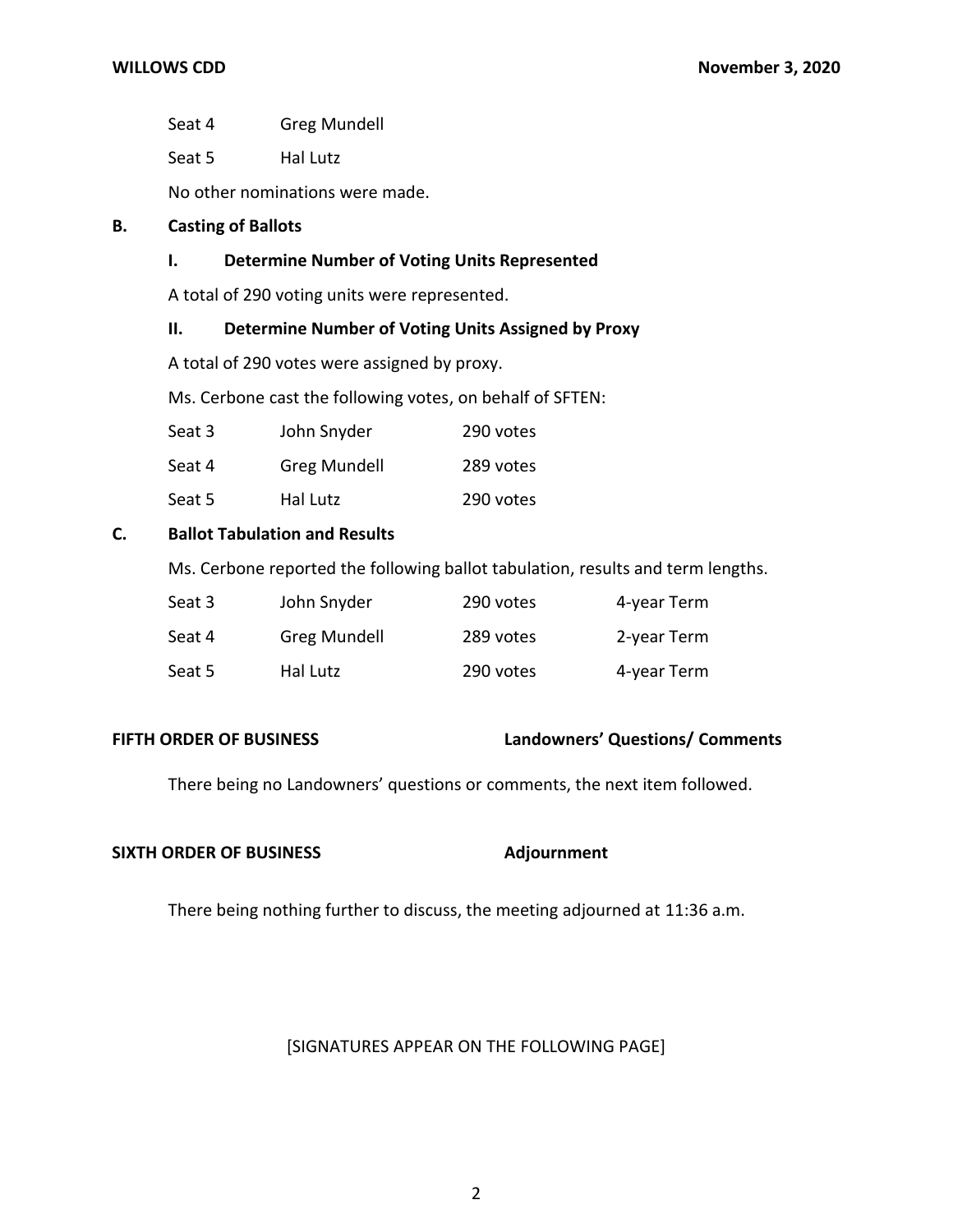| | |
|---|---|
| Seat 4 | Greg Mundell |
| Seat 5 | Hal Lutz |

No other nominations were made.

**B. Casting of Ballots**

**I. Determine Number of Voting Units Represented**

A total of 290 voting units were represented.

**II. Determine Number of Voting Units Assigned by Proxy**

A total of 290 votes were assigned by proxy.

Ms. Cerbone cast the following votes, on behalf of SFTEN:

| | | |
|---|---|---|
| Seat 3 | John Snyder | 290 votes |
| Seat 4 | Greg Mundell | 289 votes |
| Seat 5 | Hal Lutz | 290 votes |

**C. Ballot Tabulation and Results**

Ms. Cerbone reported the following ballot tabulation, results and term lengths.

| | | | |
|---|---|---|---|
| Seat 3 | John Snyder | 290 votes | 4-year Term |
| Seat 4 | Greg Mundell | 289 votes | 2-year Term |
| Seat 5 | Hal Lutz | 290 votes | 4-year Term |

**FIFTH ORDER OF BUSINESS** **Landowners' Questions/ Comments**

There being no Landowners' questions or comments, the next item followed.

**SIXTH ORDER OF BUSINESS** **Adjournment**

There being nothing further to discuss, the meeting adjourned at 11:36 a.m.

[SIGNATURES APPEAR ON THE FOLLOWING PAGE]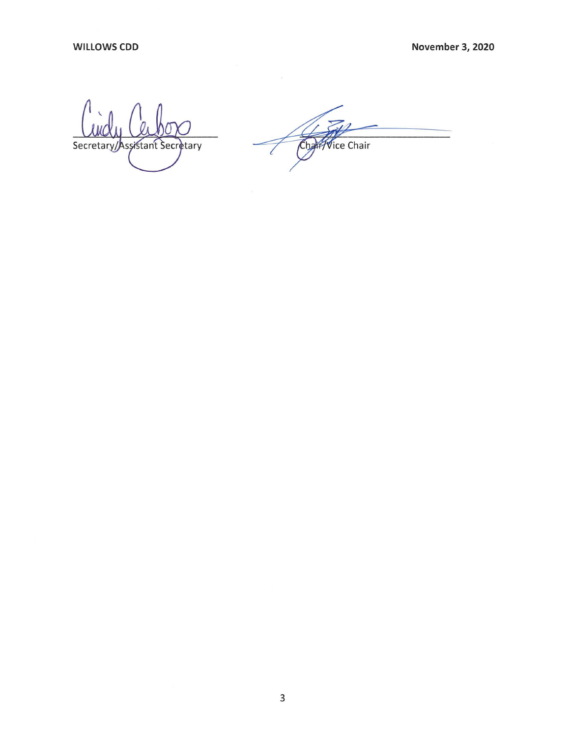___________________________
Secretary/Assistant Secretary

___________________________
Chair/Vice Chair